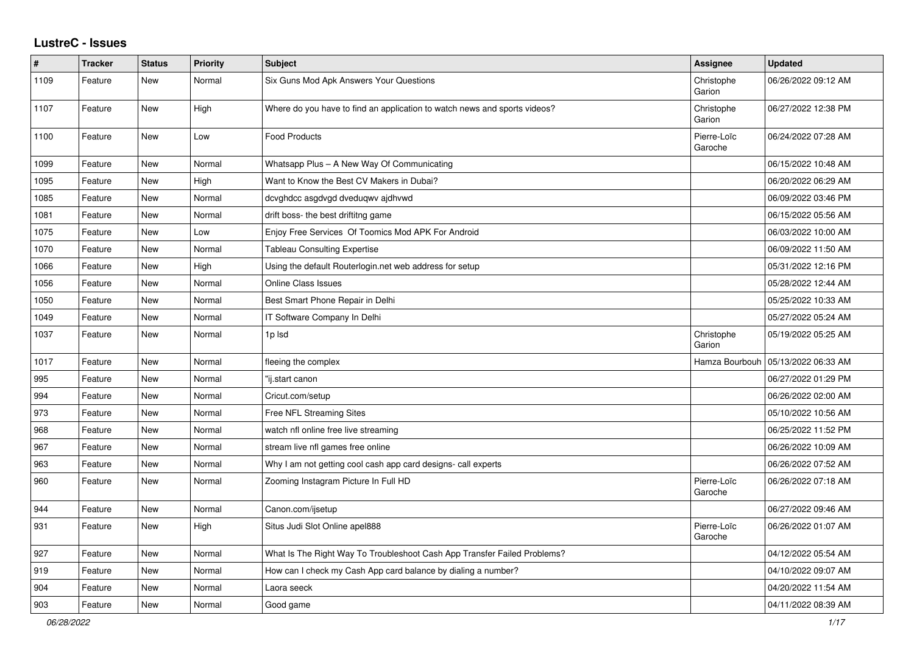# LustreC - Issues

| # | Tracker | Status | Priority | Subject | Assignee | Updated |
|---|---|---|---|---|---|---|
| 1109 | Feature | New | Normal | Six Guns Mod Apk Answers Your Questions | Christophe Garion | 06/26/2022 09:12 AM |
| 1107 | Feature | New | High | Where do you have to find an application to watch news and sports videos? | Christophe Garion | 06/27/2022 12:38 PM |
| 1100 | Feature | New | Low | Food Products | Pierre-Loïc Garoche | 06/24/2022 07:28 AM |
| 1099 | Feature | New | Normal | Whatsapp Plus – A New Way Of Communicating | | 06/15/2022 10:48 AM |
| 1095 | Feature | New | High | Want to Know the Best CV Makers in Dubai? | | 06/20/2022 06:29 AM |
| 1085 | Feature | New | Normal | dcvghdcc asgdvgd dveduqwv ajdhvwd | | 06/09/2022 03:46 PM |
| 1081 | Feature | New | Normal | drift boss- the best driftitng game | | 06/15/2022 05:56 AM |
| 1075 | Feature | New | Low | Enjoy Free Services Of Toomics Mod APK For Android | | 06/03/2022 10:00 AM |
| 1070 | Feature | New | Normal | Tableau Consulting Expertise | | 06/09/2022 11:50 AM |
| 1066 | Feature | New | High | Using the default Routerlogin.net web address for setup | | 05/31/2022 12:16 PM |
| 1056 | Feature | New | Normal | Online Class Issues | | 05/28/2022 12:44 AM |
| 1050 | Feature | New | Normal | Best Smart Phone Repair in Delhi | | 05/25/2022 10:33 AM |
| 1049 | Feature | New | Normal | IT Software Company In Delhi | | 05/27/2022 05:24 AM |
| 1037 | Feature | New | Normal | 1p lsd | Christophe Garion | 05/19/2022 05:25 AM |
| 1017 | Feature | New | Normal | fleeing the complex | Hamza Bourbouh | 05/13/2022 06:33 AM |
| 995 | Feature | New | Normal | "ij.start canon | | 06/27/2022 01:29 PM |
| 994 | Feature | New | Normal | Cricut.com/setup | | 06/26/2022 02:00 AM |
| 973 | Feature | New | Normal | Free NFL Streaming Sites | | 05/10/2022 10:56 AM |
| 968 | Feature | New | Normal | watch nfl online free live streaming | | 06/25/2022 11:52 PM |
| 967 | Feature | New | Normal | stream live nfl games free online | | 06/26/2022 10:09 AM |
| 963 | Feature | New | Normal | Why I am not getting cool cash app card designs- call experts | | 06/26/2022 07:52 AM |
| 960 | Feature | New | Normal | Zooming Instagram Picture In Full HD | Pierre-Loïc Garoche | 06/26/2022 07:18 AM |
| 944 | Feature | New | Normal | Canon.com/ijsetup | | 06/27/2022 09:46 AM |
| 931 | Feature | New | High | Situs Judi Slot Online apel888 | Pierre-Loïc Garoche | 06/26/2022 01:07 AM |
| 927 | Feature | New | Normal | What Is The Right Way To Troubleshoot Cash App Transfer Failed Problems? | | 04/12/2022 05:54 AM |
| 919 | Feature | New | Normal | How can I check my Cash App card balance by dialing a number? | | 04/10/2022 09:07 AM |
| 904 | Feature | New | Normal | Laora seeck | | 04/20/2022 11:54 AM |
| 903 | Feature | New | Normal | Good game | | 04/11/2022 08:39 AM |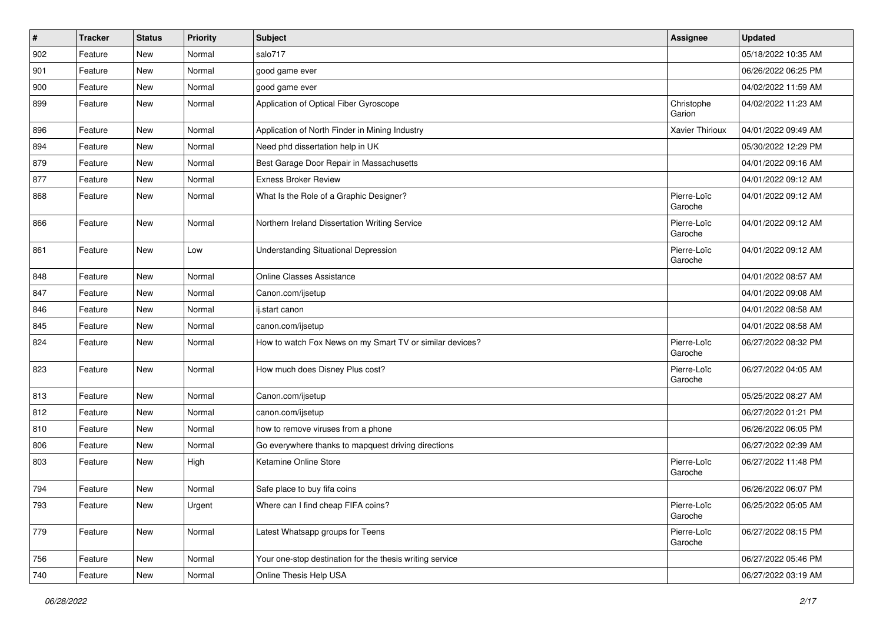| # | Tracker | Status | Priority | Subject | Assignee | Updated |
|---|---|---|---|---|---|---|
| 902 | Feature | New | Normal | salo717 | | 05/18/2022 10:35 AM |
| 901 | Feature | New | Normal | good game ever | | 06/26/2022 06:25 PM |
| 900 | Feature | New | Normal | good game ever | | 04/02/2022 11:59 AM |
| 899 | Feature | New | Normal | Application of Optical Fiber Gyroscope | Christophe Garion | 04/02/2022 11:23 AM |
| 896 | Feature | New | Normal | Application of North Finder in Mining Industry | Xavier Thirioux | 04/01/2022 09:49 AM |
| 894 | Feature | New | Normal | Need phd dissertation help in UK | | 05/30/2022 12:29 PM |
| 879 | Feature | New | Normal | Best Garage Door Repair in Massachusetts | | 04/01/2022 09:16 AM |
| 877 | Feature | New | Normal | Exness Broker Review | | 04/01/2022 09:12 AM |
| 868 | Feature | New | Normal | What Is the Role of a Graphic Designer? | Pierre-Loïc Garoche | 04/01/2022 09:12 AM |
| 866 | Feature | New | Normal | Northern Ireland Dissertation Writing Service | Pierre-Loïc Garoche | 04/01/2022 09:12 AM |
| 861 | Feature | New | Low | Understanding Situational Depression | Pierre-Loïc Garoche | 04/01/2022 09:12 AM |
| 848 | Feature | New | Normal | Online Classes Assistance | | 04/01/2022 08:57 AM |
| 847 | Feature | New | Normal | Canon.com/ijsetup | | 04/01/2022 09:08 AM |
| 846 | Feature | New | Normal | ij.start canon | | 04/01/2022 08:58 AM |
| 845 | Feature | New | Normal | canon.com/ijsetup | | 04/01/2022 08:58 AM |
| 824 | Feature | New | Normal | How to watch Fox News on my Smart TV or similar devices? | Pierre-Loïc Garoche | 06/27/2022 08:32 PM |
| 823 | Feature | New | Normal | How much does Disney Plus cost? | Pierre-Loïc Garoche | 06/27/2022 04:05 AM |
| 813 | Feature | New | Normal | Canon.com/ijsetup | | 05/25/2022 08:27 AM |
| 812 | Feature | New | Normal | canon.com/ijsetup | | 06/27/2022 01:21 PM |
| 810 | Feature | New | Normal | how to remove viruses from a phone | | 06/26/2022 06:05 PM |
| 806 | Feature | New | Normal | Go everywhere thanks to mapquest driving directions | | 06/27/2022 02:39 AM |
| 803 | Feature | New | High | Ketamine Online Store | Pierre-Loïc Garoche | 06/27/2022 11:48 PM |
| 794 | Feature | New | Normal | Safe place to buy fifa coins | | 06/26/2022 06:07 PM |
| 793 | Feature | New | Urgent | Where can I find cheap FIFA coins? | Pierre-Loïc Garoche | 06/25/2022 05:05 AM |
| 779 | Feature | New | Normal | Latest Whatsapp groups for Teens | Pierre-Loïc Garoche | 06/27/2022 08:15 PM |
| 756 | Feature | New | Normal | Your one-stop destination for the thesis writing service | | 06/27/2022 05:46 PM |
| 740 | Feature | New | Normal | Online Thesis Help USA | | 06/27/2022 03:19 AM |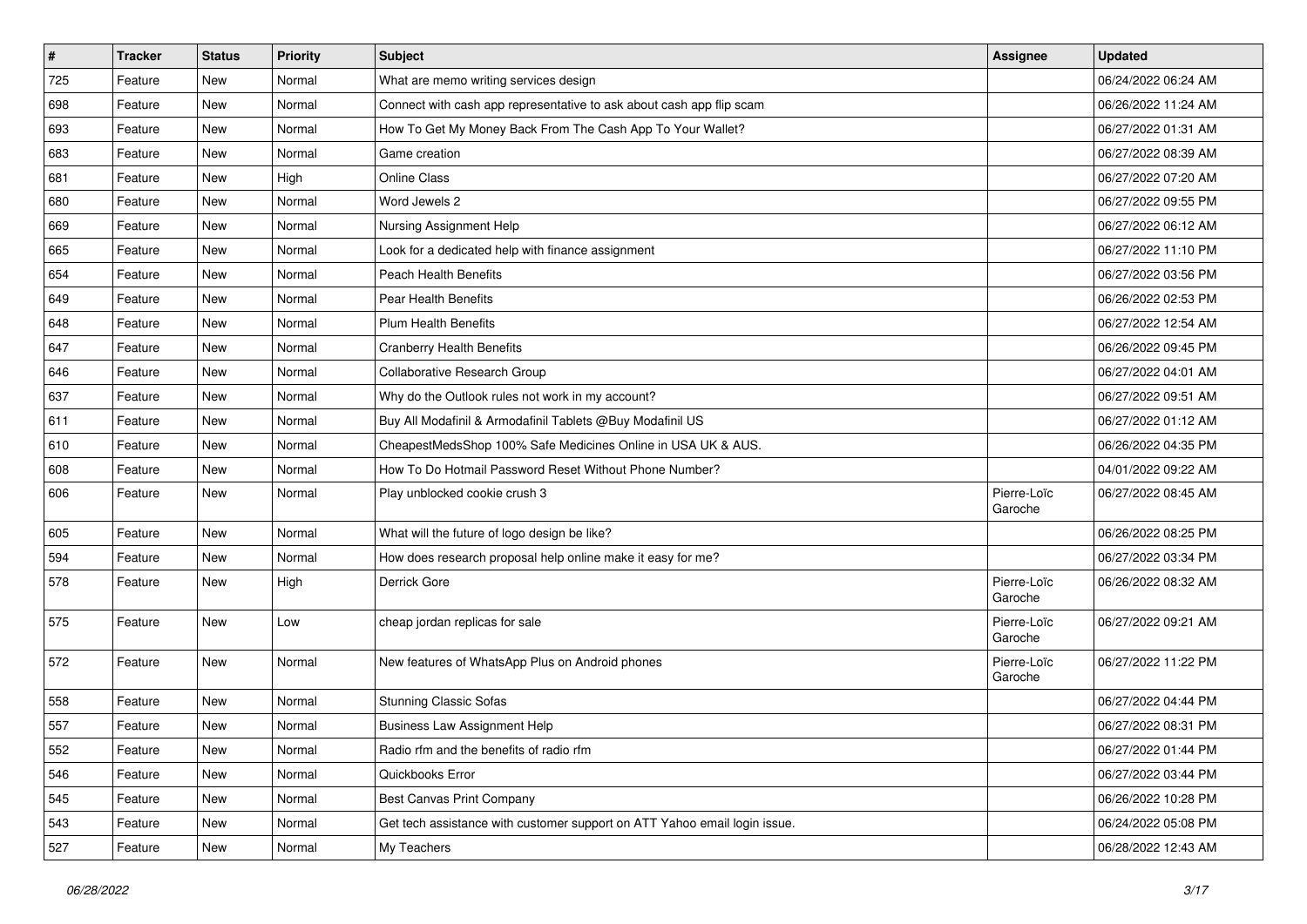| # | Tracker | Status | Priority | Subject | Assignee | Updated |
|---|---|---|---|---|---|---|
| 725 | Feature | New | Normal | What are memo writing services design | | 06/24/2022 06:24 AM |
| 698 | Feature | New | Normal | Connect with cash app representative to ask about cash app flip scam | | 06/26/2022 11:24 AM |
| 693 | Feature | New | Normal | How To Get My Money Back From The Cash App To Your Wallet? | | 06/27/2022 01:31 AM |
| 683 | Feature | New | Normal | Game creation | | 06/27/2022 08:39 AM |
| 681 | Feature | New | High | Online Class | | 06/27/2022 07:20 AM |
| 680 | Feature | New | Normal | Word Jewels 2 | | 06/27/2022 09:55 PM |
| 669 | Feature | New | Normal | Nursing Assignment Help | | 06/27/2022 06:12 AM |
| 665 | Feature | New | Normal | Look for a dedicated help with finance assignment | | 06/27/2022 11:10 PM |
| 654 | Feature | New | Normal | Peach Health Benefits | | 06/27/2022 03:56 PM |
| 649 | Feature | New | Normal | Pear Health Benefits | | 06/26/2022 02:53 PM |
| 648 | Feature | New | Normal | Plum Health Benefits | | 06/27/2022 12:54 AM |
| 647 | Feature | New | Normal | Cranberry Health Benefits | | 06/26/2022 09:45 PM |
| 646 | Feature | New | Normal | Collaborative Research Group | | 06/27/2022 04:01 AM |
| 637 | Feature | New | Normal | Why do the Outlook rules not work in my account? | | 06/27/2022 09:51 AM |
| 611 | Feature | New | Normal | Buy All Modafinil & Armodafinil Tablets @Buy Modafinil US | | 06/27/2022 01:12 AM |
| 610 | Feature | New | Normal | CheapestMedsShop 100% Safe Medicines Online in USA UK & AUS. | | 06/26/2022 04:35 PM |
| 608 | Feature | New | Normal | How To Do Hotmail Password Reset Without Phone Number? | | 04/01/2022 09:22 AM |
| 606 | Feature | New | Normal | Play unblocked cookie crush 3 | Pierre-Loïc Garoche | 06/27/2022 08:45 AM |
| 605 | Feature | New | Normal | What will the future of logo design be like? | | 06/26/2022 08:25 PM |
| 594 | Feature | New | Normal | How does research proposal help online make it easy for me? | | 06/27/2022 03:34 PM |
| 578 | Feature | New | High | Derrick Gore | Pierre-Loïc Garoche | 06/26/2022 08:32 AM |
| 575 | Feature | New | Low | cheap jordan replicas for sale | Pierre-Loïc Garoche | 06/27/2022 09:21 AM |
| 572 | Feature | New | Normal | New features of WhatsApp Plus on Android phones | Pierre-Loïc Garoche | 06/27/2022 11:22 PM |
| 558 | Feature | New | Normal | Stunning Classic Sofas | | 06/27/2022 04:44 PM |
| 557 | Feature | New | Normal | Business Law Assignment Help | | 06/27/2022 08:31 PM |
| 552 | Feature | New | Normal | Radio rfm and the benefits of radio rfm | | 06/27/2022 01:44 PM |
| 546 | Feature | New | Normal | Quickbooks Error | | 06/27/2022 03:44 PM |
| 545 | Feature | New | Normal | Best Canvas Print Company | | 06/26/2022 10:28 PM |
| 543 | Feature | New | Normal | Get tech assistance with customer support on ATT Yahoo email login issue. | | 06/24/2022 05:08 PM |
| 527 | Feature | New | Normal | My Teachers | | 06/28/2022 12:43 AM |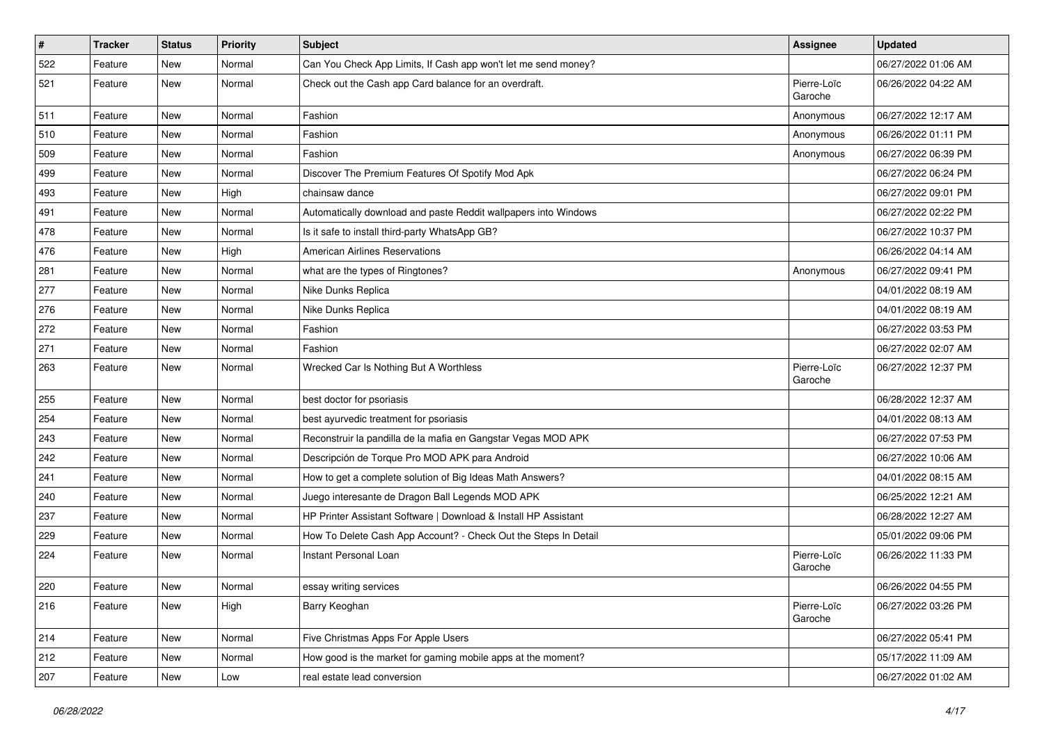| # | Tracker | Status | Priority | Subject | Assignee | Updated |
|---|---|---|---|---|---|---|
| 522 | Feature | New | Normal | Can You Check App Limits, If Cash app won't let me send money? | | 06/27/2022 01:06 AM |
| 521 | Feature | New | Normal | Check out the Cash app Card balance for an overdraft. | Pierre-Loïc Garoche | 06/26/2022 04:22 AM |
| 511 | Feature | New | Normal | Fashion | Anonymous | 06/27/2022 12:17 AM |
| 510 | Feature | New | Normal | Fashion | Anonymous | 06/26/2022 01:11 PM |
| 509 | Feature | New | Normal | Fashion | Anonymous | 06/27/2022 06:39 PM |
| 499 | Feature | New | Normal | Discover The Premium Features Of Spotify Mod Apk | | 06/27/2022 06:24 PM |
| 493 | Feature | New | High | chainsaw dance | | 06/27/2022 09:01 PM |
| 491 | Feature | New | Normal | Automatically download and paste Reddit wallpapers into Windows | | 06/27/2022 02:22 PM |
| 478 | Feature | New | Normal | Is it safe to install third-party WhatsApp GB? | | 06/27/2022 10:37 PM |
| 476 | Feature | New | High | American Airlines Reservations | | 06/26/2022 04:14 AM |
| 281 | Feature | New | Normal | what are the types of Ringtones? | Anonymous | 06/27/2022 09:41 PM |
| 277 | Feature | New | Normal | Nike Dunks Replica | | 04/01/2022 08:19 AM |
| 276 | Feature | New | Normal | Nike Dunks Replica | | 04/01/2022 08:19 AM |
| 272 | Feature | New | Normal | Fashion | | 06/27/2022 03:53 PM |
| 271 | Feature | New | Normal | Fashion | | 06/27/2022 02:07 AM |
| 263 | Feature | New | Normal | Wrecked Car Is Nothing But A Worthless | Pierre-Loïc Garoche | 06/27/2022 12:37 PM |
| 255 | Feature | New | Normal | best doctor for psoriasis | | 06/28/2022 12:37 AM |
| 254 | Feature | New | Normal | best ayurvedic treatment for psoriasis | | 04/01/2022 08:13 AM |
| 243 | Feature | New | Normal | Reconstruir la pandilla de la mafia en Gangstar Vegas MOD APK | | 06/27/2022 07:53 PM |
| 242 | Feature | New | Normal | Descripción de Torque Pro MOD APK para Android | | 06/27/2022 10:06 AM |
| 241 | Feature | New | Normal | How to get a complete solution of Big Ideas Math Answers? | | 04/01/2022 08:15 AM |
| 240 | Feature | New | Normal | Juego interesante de Dragon Ball Legends MOD APK | | 06/25/2022 12:21 AM |
| 237 | Feature | New | Normal | HP Printer Assistant Software \| Download & Install HP Assistant | | 06/28/2022 12:27 AM |
| 229 | Feature | New | Normal | How To Delete Cash App Account? - Check Out the Steps In Detail | | 05/01/2022 09:06 PM |
| 224 | Feature | New | Normal | Instant Personal Loan | Pierre-Loïc Garoche | 06/26/2022 11:33 PM |
| 220 | Feature | New | Normal | essay writing services | | 06/26/2022 04:55 PM |
| 216 | Feature | New | High | Barry Keoghan | Pierre-Loïc Garoche | 06/27/2022 03:26 PM |
| 214 | Feature | New | Normal | Five Christmas Apps For Apple Users | | 06/27/2022 05:41 PM |
| 212 | Feature | New | Normal | How good is the market for gaming mobile apps at the moment? | | 05/17/2022 11:09 AM |
| 207 | Feature | New | Low | real estate lead conversion | | 06/27/2022 01:02 AM |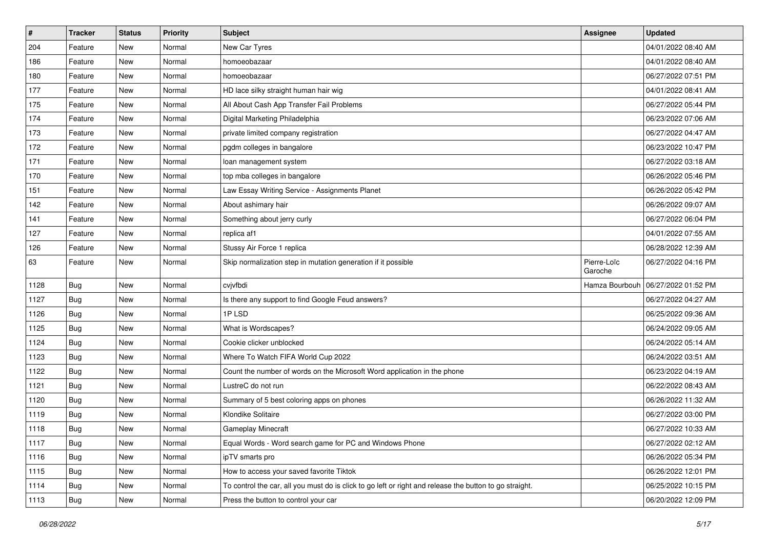| # | Tracker | Status | Priority | Subject | Assignee | Updated |
|---|---|---|---|---|---|---|
| 204 | Feature | New | Normal | New Car Tyres | | 04/01/2022 08:40 AM |
| 186 | Feature | New | Normal | homoeobazaar | | 04/01/2022 08:40 AM |
| 180 | Feature | New | Normal | homoeobazaar | | 06/27/2022 07:51 PM |
| 177 | Feature | New | Normal | HD lace silky straight human hair wig | | 04/01/2022 08:41 AM |
| 175 | Feature | New | Normal | All About Cash App Transfer Fail Problems | | 06/27/2022 05:44 PM |
| 174 | Feature | New | Normal | Digital Marketing Philadelphia | | 06/23/2022 07:06 AM |
| 173 | Feature | New | Normal | private limited company registration | | 06/27/2022 04:47 AM |
| 172 | Feature | New | Normal | pgdm colleges in bangalore | | 06/23/2022 10:47 PM |
| 171 | Feature | New | Normal | loan management system | | 06/27/2022 03:18 AM |
| 170 | Feature | New | Normal | top mba colleges in bangalore | | 06/26/2022 05:46 PM |
| 151 | Feature | New | Normal | Law Essay Writing Service - Assignments Planet | | 06/26/2022 05:42 PM |
| 142 | Feature | New | Normal | About ashimary hair | | 06/26/2022 09:07 AM |
| 141 | Feature | New | Normal | Something about jerry curly | | 06/27/2022 06:04 PM |
| 127 | Feature | New | Normal | replica af1 | | 04/01/2022 07:55 AM |
| 126 | Feature | New | Normal | Stussy Air Force 1 replica | | 06/28/2022 12:39 AM |
| 63 | Feature | New | Normal | Skip normalization step in mutation generation if it possible | Pierre-Loïc Garoche | 06/27/2022 04:16 PM |
| 1128 | Bug | New | Normal | cvjvfbdi | Hamza Bourbouh | 06/27/2022 01:52 PM |
| 1127 | Bug | New | Normal | Is there any support to find Google Feud answers? | | 06/27/2022 04:27 AM |
| 1126 | Bug | New | Normal | 1P LSD | | 06/25/2022 09:36 AM |
| 1125 | Bug | New | Normal | What is Wordscapes? | | 06/24/2022 09:05 AM |
| 1124 | Bug | New | Normal | Cookie clicker unblocked | | 06/24/2022 05:14 AM |
| 1123 | Bug | New | Normal | Where To Watch FIFA World Cup 2022 | | 06/24/2022 03:51 AM |
| 1122 | Bug | New | Normal | Count the number of words on the Microsoft Word application in the phone | | 06/23/2022 04:19 AM |
| 1121 | Bug | New | Normal | LustreC do not run | | 06/22/2022 08:43 AM |
| 1120 | Bug | New | Normal | Summary of 5 best coloring apps on phones | | 06/26/2022 11:32 AM |
| 1119 | Bug | New | Normal | Klondike Solitaire | | 06/27/2022 03:00 PM |
| 1118 | Bug | New | Normal | Gameplay Minecraft | | 06/27/2022 10:33 AM |
| 1117 | Bug | New | Normal | Equal Words - Word search game for PC and Windows Phone | | 06/27/2022 02:12 AM |
| 1116 | Bug | New | Normal | ipTV smarts pro | | 06/26/2022 05:34 PM |
| 1115 | Bug | New | Normal | How to access your saved favorite Tiktok | | 06/26/2022 12:01 PM |
| 1114 | Bug | New | Normal | To control the car, all you must do is click to go left or right and release the button to go straight. | | 06/25/2022 10:15 PM |
| 1113 | Bug | New | Normal | Press the button to control your car | | 06/20/2022 12:09 PM |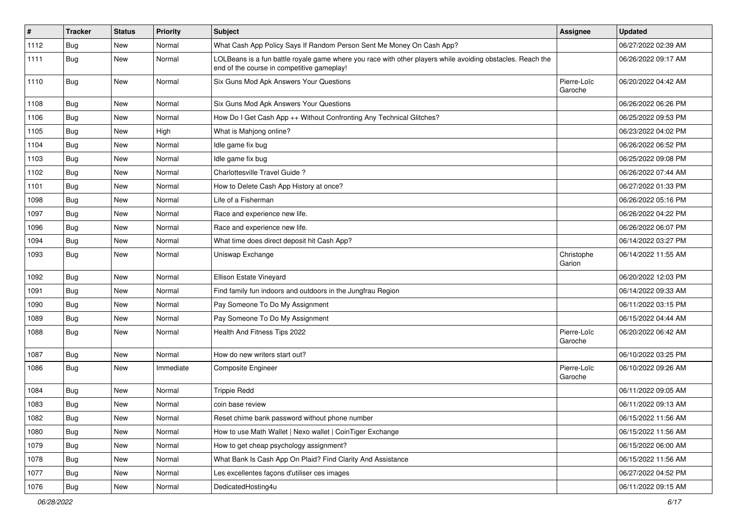| # | Tracker | Status | Priority | Subject | Assignee | Updated |
|---|---|---|---|---|---|---|
| 1112 | Bug | New | Normal | What Cash App Policy Says If Random Person Sent Me Money On Cash App? | | 06/27/2022 02:39 AM |
| 1111 | Bug | New | Normal | LOLBeans is a fun battle royale game where you race with other players while avoiding obstacles. Reach the end of the course in competitive gameplay! | | 06/26/2022 09:17 AM |
| 1110 | Bug | New | Normal | Six Guns Mod Apk Answers Your Questions | Pierre-Loïc Garoche | 06/20/2022 04:42 AM |
| 1108 | Bug | New | Normal | Six Guns Mod Apk Answers Your Questions | | 06/26/2022 06:26 PM |
| 1106 | Bug | New | Normal | How Do I Get Cash App ++ Without Confronting Any Technical Glitches? | | 06/25/2022 09:53 PM |
| 1105 | Bug | New | High | What is Mahjong online? | | 06/23/2022 04:02 PM |
| 1104 | Bug | New | Normal | Idle game fix bug | | 06/26/2022 06:52 PM |
| 1103 | Bug | New | Normal | Idle game fix bug | | 06/25/2022 09:08 PM |
| 1102 | Bug | New | Normal | Charlottesville Travel Guide ? | | 06/26/2022 07:44 AM |
| 1101 | Bug | New | Normal | How to Delete Cash App History at once? | | 06/27/2022 01:33 PM |
| 1098 | Bug | New | Normal | Life of a Fisherman | | 06/26/2022 05:16 PM |
| 1097 | Bug | New | Normal | Race and experience new life. | | 06/26/2022 04:22 PM |
| 1096 | Bug | New | Normal | Race and experience new life. | | 06/26/2022 06:07 PM |
| 1094 | Bug | New | Normal | What time does direct deposit hit Cash App? | | 06/14/2022 03:27 PM |
| 1093 | Bug | New | Normal | Uniswap Exchange | Christophe Garion | 06/14/2022 11:55 AM |
| 1092 | Bug | New | Normal | Ellison Estate Vineyard | | 06/20/2022 12:03 PM |
| 1091 | Bug | New | Normal | Find family fun indoors and outdoors in the Jungfrau Region | | 06/14/2022 09:33 AM |
| 1090 | Bug | New | Normal | Pay Someone To Do My Assignment | | 06/11/2022 03:15 PM |
| 1089 | Bug | New | Normal | Pay Someone To Do My Assignment | | 06/15/2022 04:44 AM |
| 1088 | Bug | New | Normal | Health And Fitness Tips 2022 | Pierre-Loïc Garoche | 06/20/2022 06:42 AM |
| 1087 | Bug | New | Normal | How do new writers start out? | | 06/10/2022 03:25 PM |
| 1086 | Bug | New | Immediate | Composite Engineer | Pierre-Loïc Garoche | 06/10/2022 09:26 AM |
| 1084 | Bug | New | Normal | Trippie Redd | | 06/11/2022 09:05 AM |
| 1083 | Bug | New | Normal | coin base review | | 06/11/2022 09:13 AM |
| 1082 | Bug | New | Normal | Reset chime bank password without phone number | | 06/15/2022 11:56 AM |
| 1080 | Bug | New | Normal | How to use Math Wallet \| Nexo wallet \| CoinTiger Exchange | | 06/15/2022 11:56 AM |
| 1079 | Bug | New | Normal | How to get cheap psychology assignment? | | 06/15/2022 06:00 AM |
| 1078 | Bug | New | Normal | What Bank Is Cash App On Plaid? Find Clarity And Assistance | | 06/15/2022 11:56 AM |
| 1077 | Bug | New | Normal | Les excellentes façons d'utiliser ces images | | 06/27/2022 04:52 PM |
| 1076 | Bug | New | Normal | DedicatedHosting4u | | 06/11/2022 09:15 AM |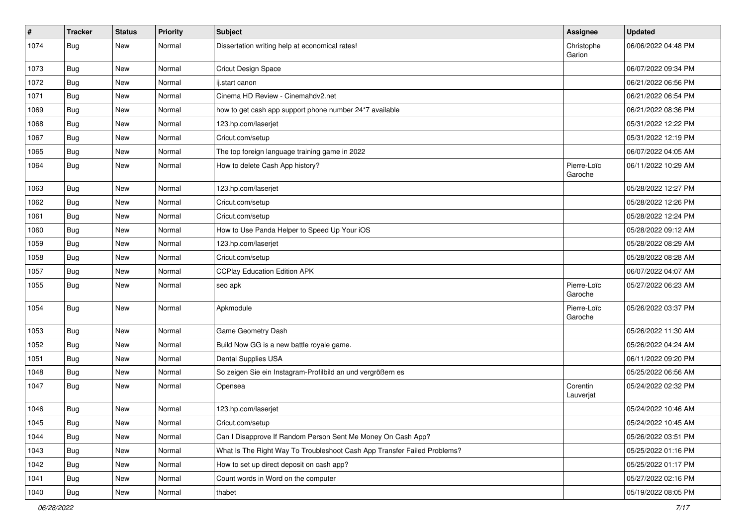| # | Tracker | Status | Priority | Subject | Assignee | Updated |
|---|---|---|---|---|---|---|
| 1074 | Bug | New | Normal | Dissertation writing help at economical rates! | Christophe Garion | 06/06/2022 04:48 PM |
| 1073 | Bug | New | Normal | Cricut Design Space | | 06/07/2022 09:34 PM |
| 1072 | Bug | New | Normal | ij.start canon | | 06/21/2022 06:56 PM |
| 1071 | Bug | New | Normal | Cinema HD Review - Cinemahdv2.net | | 06/21/2022 06:54 PM |
| 1069 | Bug | New | Normal | how to get cash app support phone number 24*7 available | | 06/21/2022 08:36 PM |
| 1068 | Bug | New | Normal | 123.hp.com/laserjet | | 05/31/2022 12:22 PM |
| 1067 | Bug | New | Normal | Cricut.com/setup | | 05/31/2022 12:19 PM |
| 1065 | Bug | New | Normal | The top foreign language training game in 2022 | | 06/07/2022 04:05 AM |
| 1064 | Bug | New | Normal | How to delete Cash App history? | Pierre-Loïc Garoche | 06/11/2022 10:29 AM |
| 1063 | Bug | New | Normal | 123.hp.com/laserjet | | 05/28/2022 12:27 PM |
| 1062 | Bug | New | Normal | Cricut.com/setup | | 05/28/2022 12:26 PM |
| 1061 | Bug | New | Normal | Cricut.com/setup | | 05/28/2022 12:24 PM |
| 1060 | Bug | New | Normal | How to Use Panda Helper to Speed Up Your iOS | | 05/28/2022 09:12 AM |
| 1059 | Bug | New | Normal | 123.hp.com/laserjet | | 05/28/2022 08:29 AM |
| 1058 | Bug | New | Normal | Cricut.com/setup | | 05/28/2022 08:28 AM |
| 1057 | Bug | New | Normal | CCPlay Education Edition APK | | 06/07/2022 04:07 AM |
| 1055 | Bug | New | Normal | seo apk | Pierre-Loïc Garoche | 05/27/2022 06:23 AM |
| 1054 | Bug | New | Normal | Apkmodule | Pierre-Loïc Garoche | 05/26/2022 03:37 PM |
| 1053 | Bug | New | Normal | Game Geometry Dash | | 05/26/2022 11:30 AM |
| 1052 | Bug | New | Normal | Build Now GG is a new battle royale game. | | 05/26/2022 04:24 AM |
| 1051 | Bug | New | Normal | Dental Supplies USA | | 06/11/2022 09:20 PM |
| 1048 | Bug | New | Normal | So zeigen Sie ein Instagram-Profilbild an und vergrößern es | | 05/25/2022 06:56 AM |
| 1047 | Bug | New | Normal | Opensea | Corentin Lauverjat | 05/24/2022 02:32 PM |
| 1046 | Bug | New | Normal | 123.hp.com/laserjet | | 05/24/2022 10:46 AM |
| 1045 | Bug | New | Normal | Cricut.com/setup | | 05/24/2022 10:45 AM |
| 1044 | Bug | New | Normal | Can I Disapprove If Random Person Sent Me Money On Cash App? | | 05/26/2022 03:51 PM |
| 1043 | Bug | New | Normal | What Is The Right Way To Troubleshoot Cash App Transfer Failed Problems? | | 05/25/2022 01:16 PM |
| 1042 | Bug | New | Normal | How to set up direct deposit on cash app? | | 05/25/2022 01:17 PM |
| 1041 | Bug | New | Normal | Count words in Word on the computer | | 05/27/2022 02:16 PM |
| 1040 | Bug | New | Normal | thabet | | 05/19/2022 08:05 PM |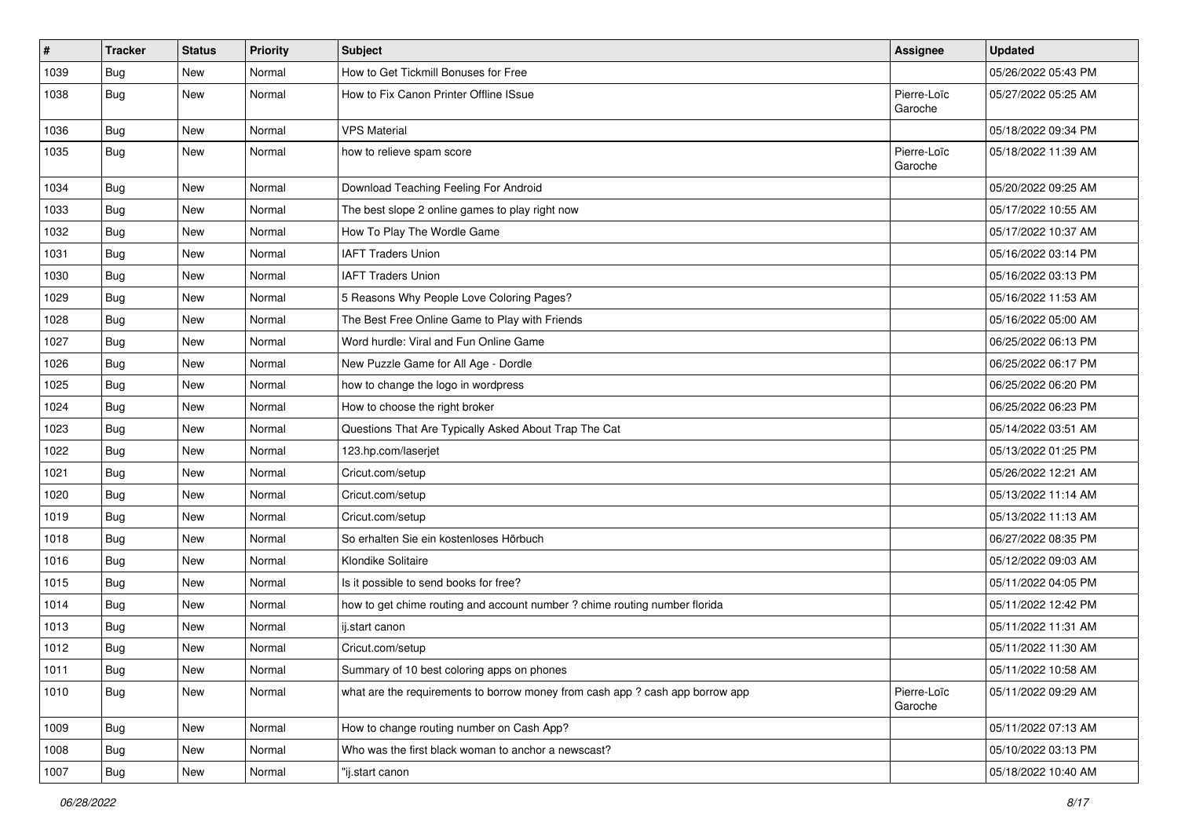| # | Tracker | Status | Priority | Subject | Assignee | Updated |
| --- | --- | --- | --- | --- | --- | --- |
| 1039 | Bug | New | Normal | How to Get Tickmill Bonuses for Free | | 05/26/2022 05:43 PM |
| 1038 | Bug | New | Normal | How to Fix Canon Printer Offline ISsue | Pierre-Loïc Garoche | 05/27/2022 05:25 AM |
| 1036 | Bug | New | Normal | VPS Material | | 05/18/2022 09:34 PM |
| 1035 | Bug | New | Normal | how to relieve spam score | Pierre-Loïc Garoche | 05/18/2022 11:39 AM |
| 1034 | Bug | New | Normal | Download Teaching Feeling For Android | | 05/20/2022 09:25 AM |
| 1033 | Bug | New | Normal | The best slope 2 online games to play right now | | 05/17/2022 10:55 AM |
| 1032 | Bug | New | Normal | How To Play The Wordle Game | | 05/17/2022 10:37 AM |
| 1031 | Bug | New | Normal | IAFT Traders Union | | 05/16/2022 03:14 PM |
| 1030 | Bug | New | Normal | IAFT Traders Union | | 05/16/2022 03:13 PM |
| 1029 | Bug | New | Normal | 5 Reasons Why People Love Coloring Pages? | | 05/16/2022 11:53 AM |
| 1028 | Bug | New | Normal | The Best Free Online Game to Play with Friends | | 05/16/2022 05:00 AM |
| 1027 | Bug | New | Normal | Word hurdle: Viral and Fun Online Game | | 06/25/2022 06:13 PM |
| 1026 | Bug | New | Normal | New Puzzle Game for All Age - Dordle | | 06/25/2022 06:17 PM |
| 1025 | Bug | New | Normal | how to change the logo in wordpress | | 06/25/2022 06:20 PM |
| 1024 | Bug | New | Normal | How to choose the right broker | | 06/25/2022 06:23 PM |
| 1023 | Bug | New | Normal | Questions That Are Typically Asked About Trap The Cat | | 05/14/2022 03:51 AM |
| 1022 | Bug | New | Normal | 123.hp.com/laserjet | | 05/13/2022 01:25 PM |
| 1021 | Bug | New | Normal | Cricut.com/setup | | 05/26/2022 12:21 AM |
| 1020 | Bug | New | Normal | Cricut.com/setup | | 05/13/2022 11:14 AM |
| 1019 | Bug | New | Normal | Cricut.com/setup | | 05/13/2022 11:13 AM |
| 1018 | Bug | New | Normal | So erhalten Sie ein kostenloses Hörbuch | | 06/27/2022 08:35 PM |
| 1016 | Bug | New | Normal | Klondike Solitaire | | 05/12/2022 09:03 AM |
| 1015 | Bug | New | Normal | Is it possible to send books for free? | | 05/11/2022 04:05 PM |
| 1014 | Bug | New | Normal | how to get chime routing and account number ? chime routing number florida | | 05/11/2022 12:42 PM |
| 1013 | Bug | New | Normal | ij.start canon | | 05/11/2022 11:31 AM |
| 1012 | Bug | New | Normal | Cricut.com/setup | | 05/11/2022 11:30 AM |
| 1011 | Bug | New | Normal | Summary of 10 best coloring apps on phones | | 05/11/2022 10:58 AM |
| 1010 | Bug | New | Normal | what are the requirements to borrow money from cash app ? cash app borrow app | Pierre-Loïc Garoche | 05/11/2022 09:29 AM |
| 1009 | Bug | New | Normal | How to change routing number on Cash App? | | 05/11/2022 07:13 AM |
| 1008 | Bug | New | Normal | Who was the first black woman to anchor a newscast? | | 05/10/2022 03:13 PM |
| 1007 | Bug | New | Normal | "ij.start canon | | 05/18/2022 10:40 AM |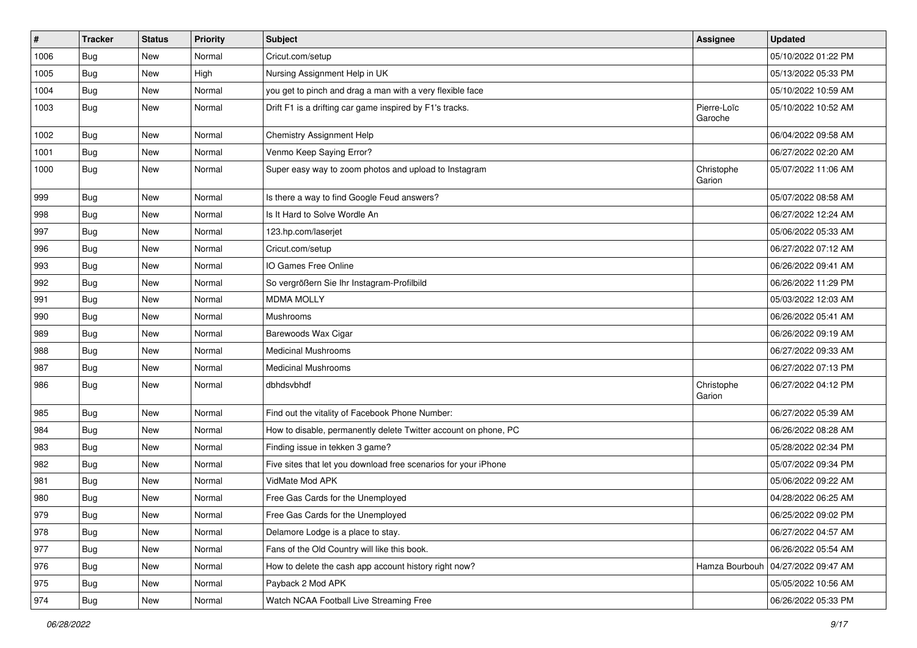| # | Tracker | Status | Priority | Subject | Assignee | Updated |
|---|---|---|---|---|---|---|
| 1006 | Bug | New | Normal | Cricut.com/setup | | 05/10/2022 01:22 PM |
| 1005 | Bug | New | High | Nursing Assignment Help in UK | | 05/13/2022 05:33 PM |
| 1004 | Bug | New | Normal | you get to pinch and drag a man with a very flexible face | | 05/10/2022 10:59 AM |
| 1003 | Bug | New | Normal | Drift F1 is a drifting car game inspired by F1's tracks. | Pierre-Loïc Garoche | 05/10/2022 10:52 AM |
| 1002 | Bug | New | Normal | Chemistry Assignment Help | | 06/04/2022 09:58 AM |
| 1001 | Bug | New | Normal | Venmo Keep Saying Error? | | 06/27/2022 02:20 AM |
| 1000 | Bug | New | Normal | Super easy way to zoom photos and upload to Instagram | Christophe Garion | 05/07/2022 11:06 AM |
| 999 | Bug | New | Normal | Is there a way to find Google Feud answers? | | 05/07/2022 08:58 AM |
| 998 | Bug | New | Normal | Is It Hard to Solve Wordle An | | 06/27/2022 12:24 AM |
| 997 | Bug | New | Normal | 123.hp.com/laserjet | | 05/06/2022 05:33 AM |
| 996 | Bug | New | Normal | Cricut.com/setup | | 06/27/2022 07:12 AM |
| 993 | Bug | New | Normal | IO Games Free Online | | 06/26/2022 09:41 AM |
| 992 | Bug | New | Normal | So vergrößern Sie Ihr Instagram-Profilbild | | 06/26/2022 11:29 PM |
| 991 | Bug | New | Normal | MDMA MOLLY | | 05/03/2022 12:03 AM |
| 990 | Bug | New | Normal | Mushrooms | | 06/26/2022 05:41 AM |
| 989 | Bug | New | Normal | Barewoods Wax Cigar | | 06/26/2022 09:19 AM |
| 988 | Bug | New | Normal | Medicinal Mushrooms | | 06/27/2022 09:33 AM |
| 987 | Bug | New | Normal | Medicinal Mushrooms | | 06/27/2022 07:13 PM |
| 986 | Bug | New | Normal | dbhdsvbhdf | Christophe Garion | 06/27/2022 04:12 PM |
| 985 | Bug | New | Normal | Find out the vitality of Facebook Phone Number: | | 06/27/2022 05:39 AM |
| 984 | Bug | New | Normal | How to disable, permanently delete Twitter account on phone, PC | | 06/26/2022 08:28 AM |
| 983 | Bug | New | Normal | Finding issue in tekken 3 game? | | 05/28/2022 02:34 PM |
| 982 | Bug | New | Normal | Five sites that let you download free scenarios for your iPhone | | 05/07/2022 09:34 PM |
| 981 | Bug | New | Normal | VidMate Mod APK | | 05/06/2022 09:22 AM |
| 980 | Bug | New | Normal | Free Gas Cards for the Unemployed | | 04/28/2022 06:25 AM |
| 979 | Bug | New | Normal | Free Gas Cards for the Unemployed | | 06/25/2022 09:02 PM |
| 978 | Bug | New | Normal | Delamore Lodge is a place to stay. | | 06/27/2022 04:57 AM |
| 977 | Bug | New | Normal | Fans of the Old Country will like this book. | | 06/26/2022 05:54 AM |
| 976 | Bug | New | Normal | How to delete the cash app account history right now? | Hamza Bourbouh | 04/27/2022 09:47 AM |
| 975 | Bug | New | Normal | Payback 2 Mod APK | | 05/05/2022 10:56 AM |
| 974 | Bug | New | Normal | Watch NCAA Football Live Streaming Free | | 06/26/2022 05:33 PM |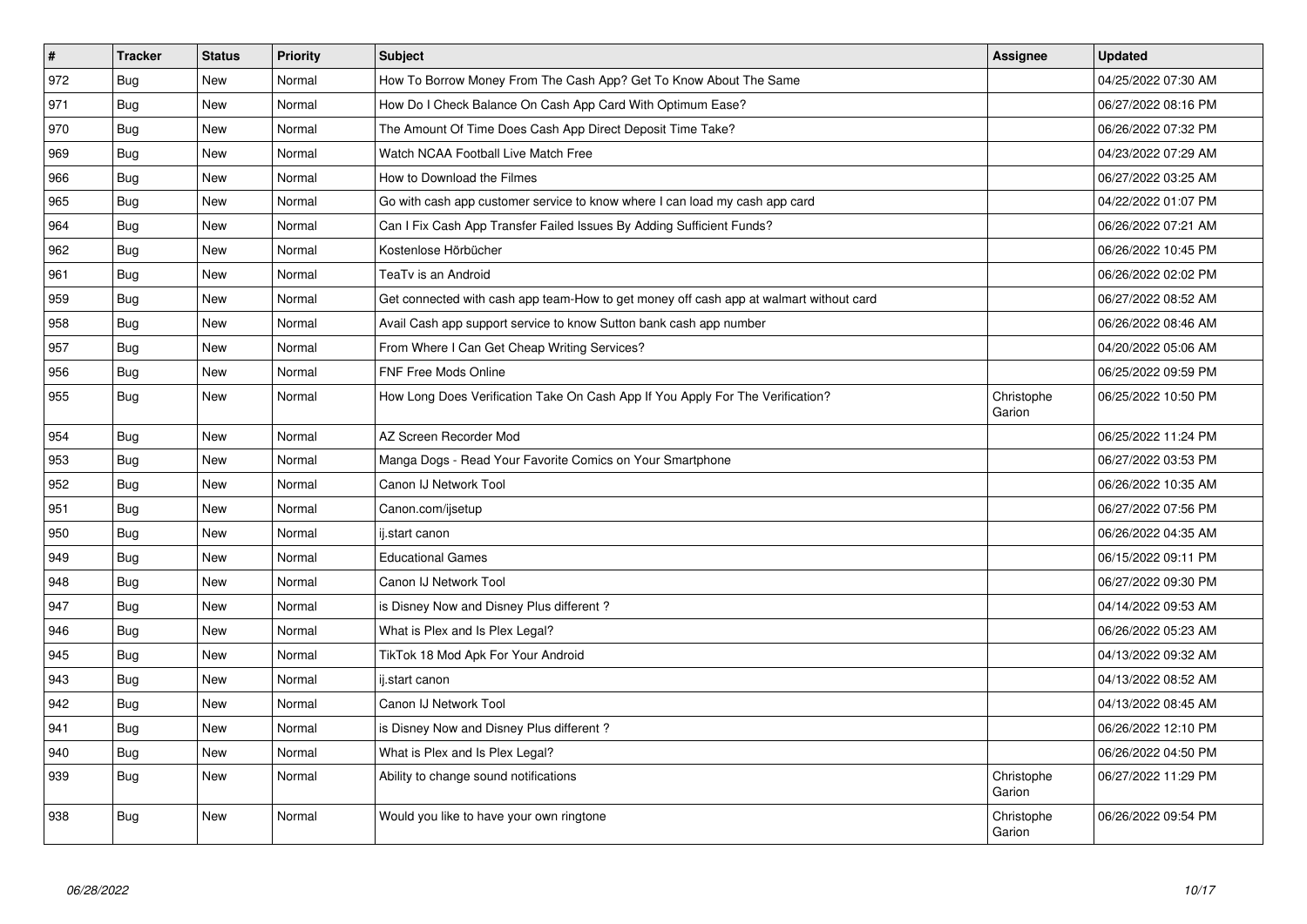| # | Tracker | Status | Priority | Subject | Assignee | Updated |
|---|---|---|---|---|---|---|
| 972 | Bug | New | Normal | How To Borrow Money From The Cash App? Get To Know About The Same | | 04/25/2022 07:30 AM |
| 971 | Bug | New | Normal | How Do I Check Balance On Cash App Card With Optimum Ease? | | 06/27/2022 08:16 PM |
| 970 | Bug | New | Normal | The Amount Of Time Does Cash App Direct Deposit Time Take? | | 06/26/2022 07:32 PM |
| 969 | Bug | New | Normal | Watch NCAA Football Live Match Free | | 04/23/2022 07:29 AM |
| 966 | Bug | New | Normal | How to Download the Filmes | | 06/27/2022 03:25 AM |
| 965 | Bug | New | Normal | Go with cash app customer service to know where I can load my cash app card | | 04/22/2022 01:07 PM |
| 964 | Bug | New | Normal | Can I Fix Cash App Transfer Failed Issues By Adding Sufficient Funds? | | 06/26/2022 07:21 AM |
| 962 | Bug | New | Normal | Kostenlose Hörbücher | | 06/26/2022 10:45 PM |
| 961 | Bug | New | Normal | TeaTv is an Android | | 06/26/2022 02:02 PM |
| 959 | Bug | New | Normal | Get connected with cash app team-How to get money off cash app at walmart without card | | 06/27/2022 08:52 AM |
| 958 | Bug | New | Normal | Avail Cash app support service to know Sutton bank cash app number | | 06/26/2022 08:46 AM |
| 957 | Bug | New | Normal | From Where I Can Get Cheap Writing Services? | | 04/20/2022 05:06 AM |
| 956 | Bug | New | Normal | FNF Free Mods Online | | 06/25/2022 09:59 PM |
| 955 | Bug | New | Normal | How Long Does Verification Take On Cash App If You Apply For The Verification? | Christophe Garion | 06/25/2022 10:50 PM |
| 954 | Bug | New | Normal | AZ Screen Recorder Mod | | 06/25/2022 11:24 PM |
| 953 | Bug | New | Normal | Manga Dogs - Read Your Favorite Comics on Your Smartphone | | 06/27/2022 03:53 PM |
| 952 | Bug | New | Normal | Canon IJ Network Tool | | 06/26/2022 10:35 AM |
| 951 | Bug | New | Normal | Canon.com/ijsetup | | 06/27/2022 07:56 PM |
| 950 | Bug | New | Normal | ij.start canon | | 06/26/2022 04:35 AM |
| 949 | Bug | New | Normal | Educational Games | | 06/15/2022 09:11 PM |
| 948 | Bug | New | Normal | Canon IJ Network Tool | | 06/27/2022 09:30 PM |
| 947 | Bug | New | Normal | is Disney Now and Disney Plus different ? | | 04/14/2022 09:53 AM |
| 946 | Bug | New | Normal | What is Plex and Is Plex Legal? | | 06/26/2022 05:23 AM |
| 945 | Bug | New | Normal | TikTok 18 Mod Apk For Your Android | | 04/13/2022 09:32 AM |
| 943 | Bug | New | Normal | ij.start canon | | 04/13/2022 08:52 AM |
| 942 | Bug | New | Normal | Canon IJ Network Tool | | 04/13/2022 08:45 AM |
| 941 | Bug | New | Normal | is Disney Now and Disney Plus different ? | | 06/26/2022 12:10 PM |
| 940 | Bug | New | Normal | What is Plex and Is Plex Legal? | | 06/26/2022 04:50 PM |
| 939 | Bug | New | Normal | Ability to change sound notifications | Christophe Garion | 06/27/2022 11:29 PM |
| 938 | Bug | New | Normal | Would you like to have your own ringtone | Christophe Garion | 06/26/2022 09:54 PM |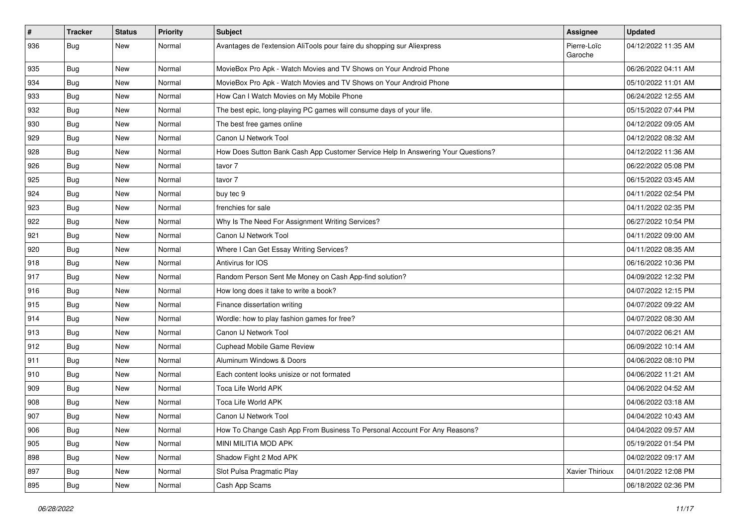| # | Tracker | Status | Priority | Subject | Assignee | Updated |
|---|---|---|---|---|---|---|
| 936 | Bug | New | Normal | Avantages de l'extension AliTools pour faire du shopping sur Aliexpress | Pierre-Loïc Garoche | 04/12/2022 11:35 AM |
| 935 | Bug | New | Normal | MovieBox Pro Apk - Watch Movies and TV Shows on Your Android Phone | | 06/26/2022 04:11 AM |
| 934 | Bug | New | Normal | MovieBox Pro Apk - Watch Movies and TV Shows on Your Android Phone | | 05/10/2022 11:01 AM |
| 933 | Bug | New | Normal | How Can I Watch Movies on My Mobile Phone | | 06/24/2022 12:55 AM |
| 932 | Bug | New | Normal | The best epic, long-playing PC games will consume days of your life. | | 05/15/2022 07:44 PM |
| 930 | Bug | New | Normal | The best free games online | | 04/12/2022 09:05 AM |
| 929 | Bug | New | Normal | Canon IJ Network Tool | | 04/12/2022 08:32 AM |
| 928 | Bug | New | Normal | How Does Sutton Bank Cash App Customer Service Help In Answering Your Questions? | | 04/12/2022 11:36 AM |
| 926 | Bug | New | Normal | tavor 7 | | 06/22/2022 05:08 PM |
| 925 | Bug | New | Normal | tavor 7 | | 06/15/2022 03:45 AM |
| 924 | Bug | New | Normal | buy tec 9 | | 04/11/2022 02:54 PM |
| 923 | Bug | New | Normal | frenchies for sale | | 04/11/2022 02:35 PM |
| 922 | Bug | New | Normal | Why Is The Need For Assignment Writing Services? | | 06/27/2022 10:54 PM |
| 921 | Bug | New | Normal | Canon IJ Network Tool | | 04/11/2022 09:00 AM |
| 920 | Bug | New | Normal | Where I Can Get Essay Writing Services? | | 04/11/2022 08:35 AM |
| 918 | Bug | New | Normal | Antivirus for IOS | | 06/16/2022 10:36 PM |
| 917 | Bug | New | Normal | Random Person Sent Me Money on Cash App-find solution? | | 04/09/2022 12:32 PM |
| 916 | Bug | New | Normal | How long does it take to write a book? | | 04/07/2022 12:15 PM |
| 915 | Bug | New | Normal | Finance dissertation writing | | 04/07/2022 09:22 AM |
| 914 | Bug | New | Normal | Wordle: how to play fashion games for free? | | 04/07/2022 08:30 AM |
| 913 | Bug | New | Normal | Canon IJ Network Tool | | 04/07/2022 06:21 AM |
| 912 | Bug | New | Normal | Cuphead Mobile Game Review | | 06/09/2022 10:14 AM |
| 911 | Bug | New | Normal | Aluminum Windows & Doors | | 04/06/2022 08:10 PM |
| 910 | Bug | New | Normal | Each content looks unisize or not formated | | 04/06/2022 11:21 AM |
| 909 | Bug | New | Normal | Toca Life World APK | | 04/06/2022 04:52 AM |
| 908 | Bug | New | Normal | Toca Life World APK | | 04/06/2022 03:18 AM |
| 907 | Bug | New | Normal | Canon IJ Network Tool | | 04/04/2022 10:43 AM |
| 906 | Bug | New | Normal | How To Change Cash App From Business To Personal Account For Any Reasons? | | 04/04/2022 09:57 AM |
| 905 | Bug | New | Normal | MINI MILITIA MOD APK | | 05/19/2022 01:54 PM |
| 898 | Bug | New | Normal | Shadow Fight 2 Mod APK | | 04/02/2022 09:17 AM |
| 897 | Bug | New | Normal | Slot Pulsa Pragmatic Play | Xavier Thirioux | 04/01/2022 12:08 PM |
| 895 | Bug | New | Normal | Cash App Scams | | 06/18/2022 02:36 PM |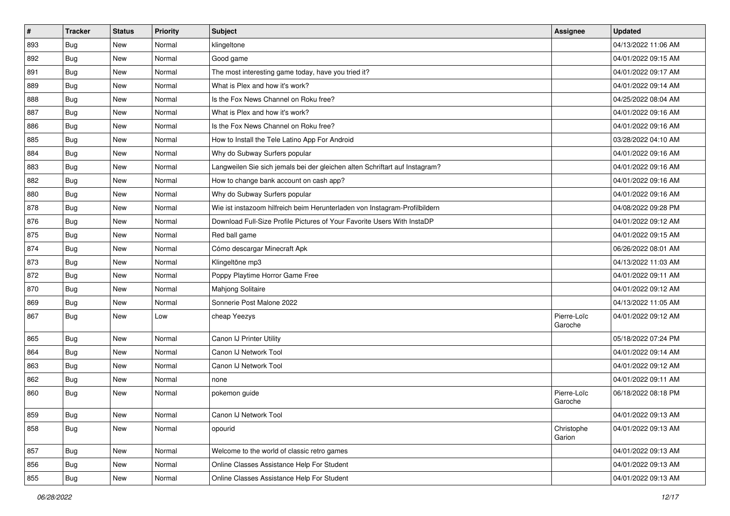| # | Tracker | Status | Priority | Subject | Assignee | Updated |
|---|---|---|---|---|---|---|
| 893 | Bug | New | Normal | klingeltone | | 04/13/2022 11:06 AM |
| 892 | Bug | New | Normal | Good game | | 04/01/2022 09:15 AM |
| 891 | Bug | New | Normal | The most interesting game today, have you tried it? | | 04/01/2022 09:17 AM |
| 889 | Bug | New | Normal | What is Plex and how it's work? | | 04/01/2022 09:14 AM |
| 888 | Bug | New | Normal | Is the Fox News Channel on Roku free? | | 04/25/2022 08:04 AM |
| 887 | Bug | New | Normal | What is Plex and how it's work? | | 04/01/2022 09:16 AM |
| 886 | Bug | New | Normal | Is the Fox News Channel on Roku free? | | 04/01/2022 09:16 AM |
| 885 | Bug | New | Normal | How to Install the Tele Latino App For Android | | 03/28/2022 04:10 AM |
| 884 | Bug | New | Normal | Why do Subway Surfers popular | | 04/01/2022 09:16 AM |
| 883 | Bug | New | Normal | Langweilen Sie sich jemals bei der gleichen alten Schriftart auf Instagram? | | 04/01/2022 09:16 AM |
| 882 | Bug | New | Normal | How to change bank account on cash app? | | 04/01/2022 09:16 AM |
| 880 | Bug | New | Normal | Why do Subway Surfers popular | | 04/01/2022 09:16 AM |
| 878 | Bug | New | Normal | Wie ist instazoom hilfreich beim Herunterladen von Instagram-Profilbildern | | 04/08/2022 09:28 PM |
| 876 | Bug | New | Normal | Download Full-Size Profile Pictures of Your Favorite Users With InstaDP | | 04/01/2022 09:12 AM |
| 875 | Bug | New | Normal | Red ball game | | 04/01/2022 09:15 AM |
| 874 | Bug | New | Normal | Cómo descargar Minecraft Apk | | 06/26/2022 08:01 AM |
| 873 | Bug | New | Normal | Klingeltöne mp3 | | 04/13/2022 11:03 AM |
| 872 | Bug | New | Normal | Poppy Playtime Horror Game Free | | 04/01/2022 09:11 AM |
| 870 | Bug | New | Normal | Mahjong Solitaire | | 04/01/2022 09:12 AM |
| 869 | Bug | New | Normal | Sonnerie Post Malone 2022 | | 04/13/2022 11:05 AM |
| 867 | Bug | New | Low | cheap Yeezys | Pierre-Loïc Garoche | 04/01/2022 09:12 AM |
| 865 | Bug | New | Normal | Canon IJ Printer Utility | | 05/18/2022 07:24 PM |
| 864 | Bug | New | Normal | Canon IJ Network Tool | | 04/01/2022 09:14 AM |
| 863 | Bug | New | Normal | Canon IJ Network Tool | | 04/01/2022 09:12 AM |
| 862 | Bug | New | Normal | none | | 04/01/2022 09:11 AM |
| 860 | Bug | New | Normal | pokemon guide | Pierre-Loïc Garoche | 06/18/2022 08:18 PM |
| 859 | Bug | New | Normal | Canon IJ Network Tool | | 04/01/2022 09:13 AM |
| 858 | Bug | New | Normal | opourid | Christophe Garion | 04/01/2022 09:13 AM |
| 857 | Bug | New | Normal | Welcome to the world of classic retro games | | 04/01/2022 09:13 AM |
| 856 | Bug | New | Normal | Online Classes Assistance Help For Student | | 04/01/2022 09:13 AM |
| 855 | Bug | New | Normal | Online Classes Assistance Help For Student | | 04/01/2022 09:13 AM |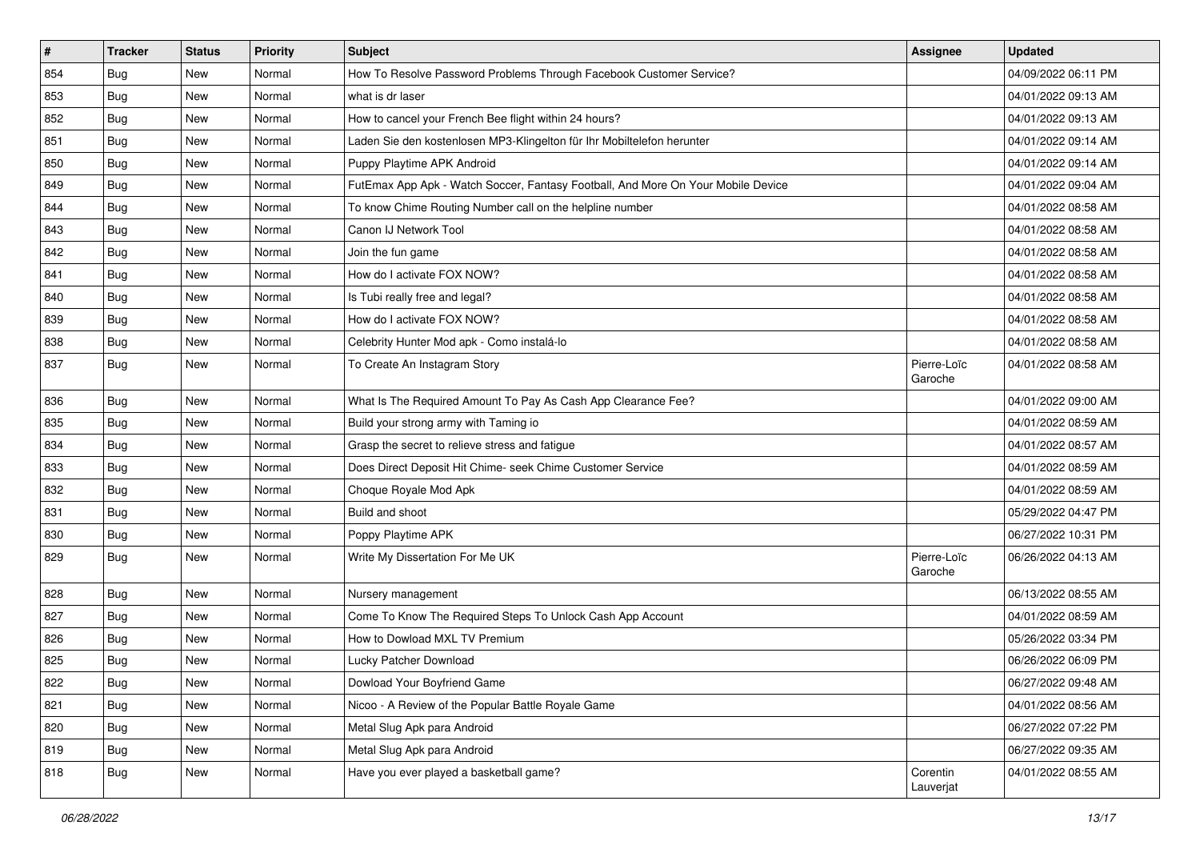| # | Tracker | Status | Priority | Subject | Assignee | Updated |
|---|---|---|---|---|---|---|
| 854 | Bug | New | Normal | How To Resolve Password Problems Through Facebook Customer Service? | | 04/09/2022 06:11 PM |
| 853 | Bug | New | Normal | what is dr laser | | 04/01/2022 09:13 AM |
| 852 | Bug | New | Normal | How to cancel your French Bee flight within 24 hours? | | 04/01/2022 09:13 AM |
| 851 | Bug | New | Normal | Laden Sie den kostenlosen MP3-Klingelton für Ihr Mobiltelefon herunter | | 04/01/2022 09:14 AM |
| 850 | Bug | New | Normal | Puppy Playtime APK Android | | 04/01/2022 09:14 AM |
| 849 | Bug | New | Normal | FutEmax App Apk - Watch Soccer, Fantasy Football, And More On Your Mobile Device | | 04/01/2022 09:04 AM |
| 844 | Bug | New | Normal | To know Chime Routing Number call on the helpline number | | 04/01/2022 08:58 AM |
| 843 | Bug | New | Normal | Canon IJ Network Tool | | 04/01/2022 08:58 AM |
| 842 | Bug | New | Normal | Join the fun game | | 04/01/2022 08:58 AM |
| 841 | Bug | New | Normal | How do I activate FOX NOW? | | 04/01/2022 08:58 AM |
| 840 | Bug | New | Normal | Is Tubi really free and legal? | | 04/01/2022 08:58 AM |
| 839 | Bug | New | Normal | How do I activate FOX NOW? | | 04/01/2022 08:58 AM |
| 838 | Bug | New | Normal | Celebrity Hunter Mod apk - Como instalá-lo | | 04/01/2022 08:58 AM |
| 837 | Bug | New | Normal | To Create An Instagram Story | Pierre-Loïc Garoche | 04/01/2022 08:58 AM |
| 836 | Bug | New | Normal | What Is The Required Amount To Pay As Cash App Clearance Fee? | | 04/01/2022 09:00 AM |
| 835 | Bug | New | Normal | Build your strong army with Taming io | | 04/01/2022 08:59 AM |
| 834 | Bug | New | Normal | Grasp the secret to relieve stress and fatigue | | 04/01/2022 08:57 AM |
| 833 | Bug | New | Normal | Does Direct Deposit Hit Chime- seek Chime Customer Service | | 04/01/2022 08:59 AM |
| 832 | Bug | New | Normal | Choque Royale Mod Apk | | 04/01/2022 08:59 AM |
| 831 | Bug | New | Normal | Build and shoot | | 05/29/2022 04:47 PM |
| 830 | Bug | New | Normal | Poppy Playtime APK | | 06/27/2022 10:31 PM |
| 829 | Bug | New | Normal | Write My Dissertation For Me UK | Pierre-Loïc Garoche | 06/26/2022 04:13 AM |
| 828 | Bug | New | Normal | Nursery management | | 06/13/2022 08:55 AM |
| 827 | Bug | New | Normal | Come To Know The Required Steps To Unlock Cash App Account | | 04/01/2022 08:59 AM |
| 826 | Bug | New | Normal | How to Dowload MXL TV Premium | | 05/26/2022 03:34 PM |
| 825 | Bug | New | Normal | Lucky Patcher Download | | 06/26/2022 06:09 PM |
| 822 | Bug | New | Normal | Dowload Your Boyfriend Game | | 06/27/2022 09:48 AM |
| 821 | Bug | New | Normal | Nicoo - A Review of the Popular Battle Royale Game | | 04/01/2022 08:56 AM |
| 820 | Bug | New | Normal | Metal Slug Apk para Android | | 06/27/2022 07:22 PM |
| 819 | Bug | New | Normal | Metal Slug Apk para Android | | 06/27/2022 09:35 AM |
| 818 | Bug | New | Normal | Have you ever played a basketball game? | Corentin Lauverjat | 04/01/2022 08:55 AM |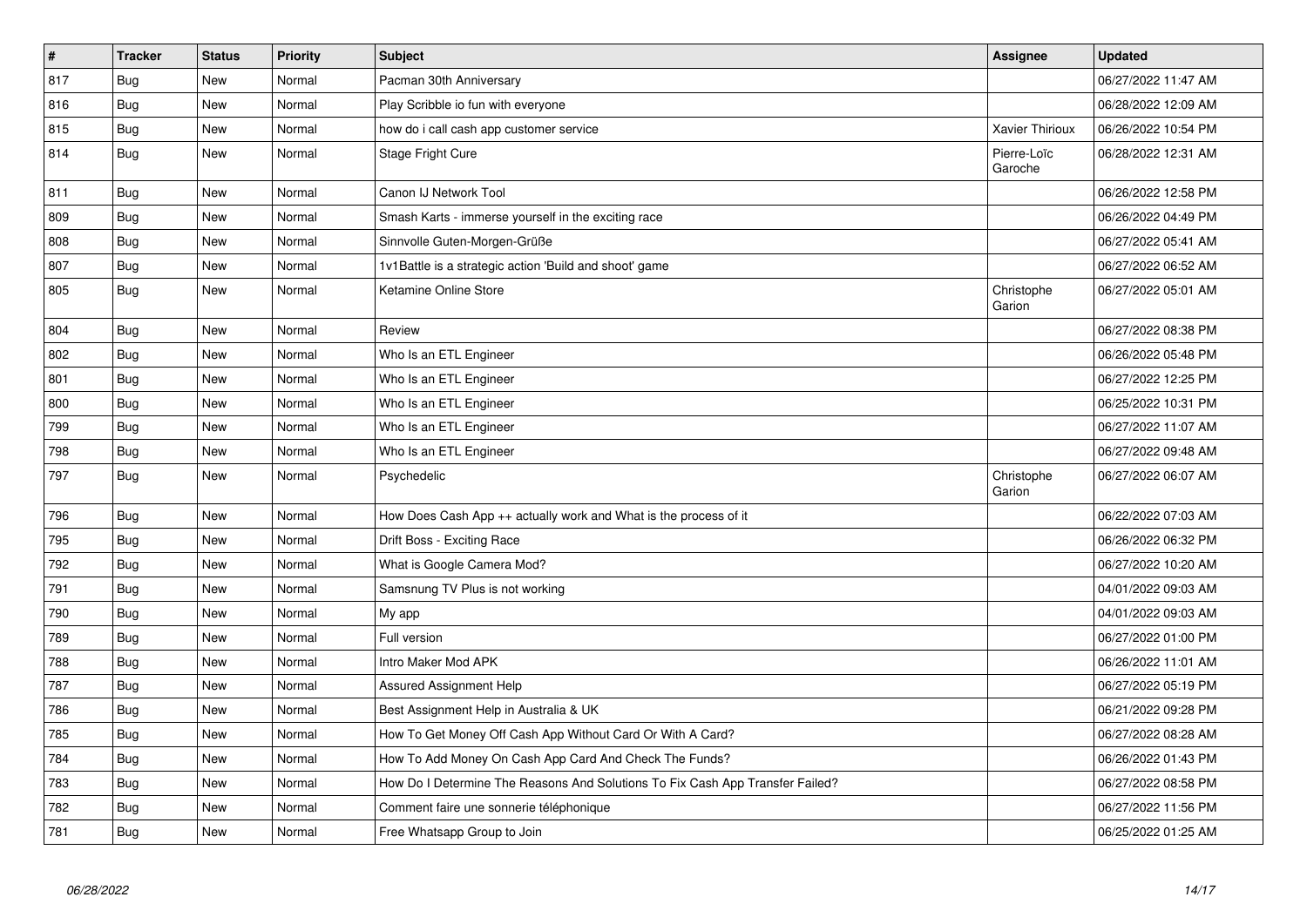| # | Tracker | Status | Priority | Subject | Assignee | Updated |
|---|---|---|---|---|---|---|
| 817 | Bug | New | Normal | Pacman 30th Anniversary | | 06/27/2022 11:47 AM |
| 816 | Bug | New | Normal | Play Scribble io fun with everyone | | 06/28/2022 12:09 AM |
| 815 | Bug | New | Normal | how do i call cash app customer service | Xavier Thirioux | 06/26/2022 10:54 PM |
| 814 | Bug | New | Normal | Stage Fright Cure | Pierre-Loïc Garoche | 06/28/2022 12:31 AM |
| 811 | Bug | New | Normal | Canon IJ Network Tool | | 06/26/2022 12:58 PM |
| 809 | Bug | New | Normal | Smash Karts - immerse yourself in the exciting race | | 06/26/2022 04:49 PM |
| 808 | Bug | New | Normal | Sinnvolle Guten-Morgen-Grüße | | 06/27/2022 05:41 AM |
| 807 | Bug | New | Normal | 1v1Battle is a strategic action 'Build and shoot' game | | 06/27/2022 06:52 AM |
| 805 | Bug | New | Normal | Ketamine Online Store | Christophe Garion | 06/27/2022 05:01 AM |
| 804 | Bug | New | Normal | Review | | 06/27/2022 08:38 PM |
| 802 | Bug | New | Normal | Who Is an ETL Engineer | | 06/26/2022 05:48 PM |
| 801 | Bug | New | Normal | Who Is an ETL Engineer | | 06/27/2022 12:25 PM |
| 800 | Bug | New | Normal | Who Is an ETL Engineer | | 06/25/2022 10:31 PM |
| 799 | Bug | New | Normal | Who Is an ETL Engineer | | 06/27/2022 11:07 AM |
| 798 | Bug | New | Normal | Who Is an ETL Engineer | | 06/27/2022 09:48 AM |
| 797 | Bug | New | Normal | Psychedelic | Christophe Garion | 06/27/2022 06:07 AM |
| 796 | Bug | New | Normal | How Does Cash App ++ actually work and What is the process of it | | 06/22/2022 07:03 AM |
| 795 | Bug | New | Normal | Drift Boss - Exciting Race | | 06/26/2022 06:32 PM |
| 792 | Bug | New | Normal | What is Google Camera Mod? | | 06/27/2022 10:20 AM |
| 791 | Bug | New | Normal | Samsnung TV Plus is not working | | 04/01/2022 09:03 AM |
| 790 | Bug | New | Normal | My app | | 04/01/2022 09:03 AM |
| 789 | Bug | New | Normal | Full version | | 06/27/2022 01:00 PM |
| 788 | Bug | New | Normal | Intro Maker Mod APK | | 06/26/2022 11:01 AM |
| 787 | Bug | New | Normal | Assured Assignment Help | | 06/27/2022 05:19 PM |
| 786 | Bug | New | Normal | Best Assignment Help in Australia & UK | | 06/21/2022 09:28 PM |
| 785 | Bug | New | Normal | How To Get Money Off Cash App Without Card Or With A Card? | | 06/27/2022 08:28 AM |
| 784 | Bug | New | Normal | How To Add Money On Cash App Card And Check The Funds? | | 06/26/2022 01:43 PM |
| 783 | Bug | New | Normal | How Do I Determine The Reasons And Solutions To Fix Cash App Transfer Failed? | | 06/27/2022 08:58 PM |
| 782 | Bug | New | Normal | Comment faire une sonnerie téléphonique | | 06/27/2022 11:56 PM |
| 781 | Bug | New | Normal | Free Whatsapp Group to Join | | 06/25/2022 01:25 AM |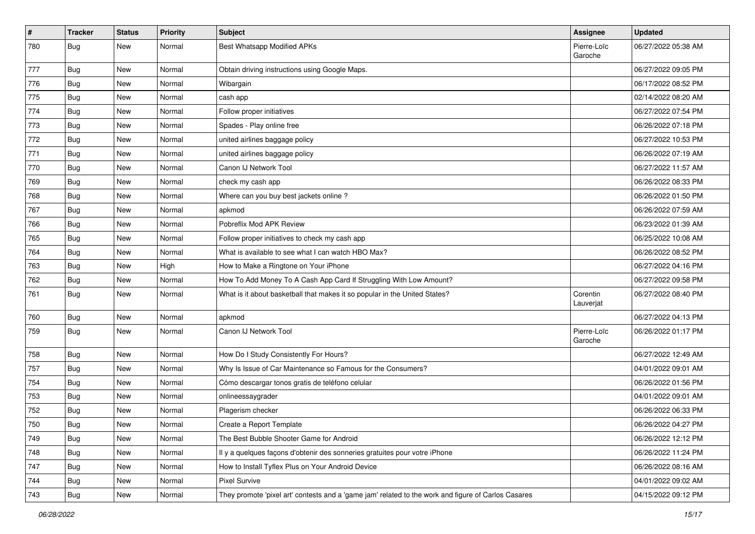| # | Tracker | Status | Priority | Subject | Assignee | Updated |
|---|---|---|---|---|---|---|
| 780 | Bug | New | Normal | Best Whatsapp Modified APKs | Pierre-Loïc Garoche | 06/27/2022 05:38 AM |
| 777 | Bug | New | Normal | Obtain driving instructions using Google Maps. | | 06/27/2022 09:05 PM |
| 776 | Bug | New | Normal | Wibargain | | 06/17/2022 08:52 PM |
| 775 | Bug | New | Normal | cash app | | 02/14/2022 08:20 AM |
| 774 | Bug | New | Normal | Follow proper initiatives | | 06/27/2022 07:54 PM |
| 773 | Bug | New | Normal | Spades - Play online free | | 06/26/2022 07:18 PM |
| 772 | Bug | New | Normal | united airlines baggage policy | | 06/27/2022 10:53 PM |
| 771 | Bug | New | Normal | united airlines baggage policy | | 06/26/2022 07:19 AM |
| 770 | Bug | New | Normal | Canon IJ Network Tool | | 06/27/2022 11:57 AM |
| 769 | Bug | New | Normal | check my cash app | | 06/26/2022 08:33 PM |
| 768 | Bug | New | Normal | Where can you buy best jackets online ? | | 06/26/2022 01:50 PM |
| 767 | Bug | New | Normal | apkmod | | 06/26/2022 07:59 AM |
| 766 | Bug | New | Normal | Pobreflix Mod APK Review | | 06/23/2022 01:39 AM |
| 765 | Bug | New | Normal | Follow proper initiatives to check my cash app | | 06/25/2022 10:08 AM |
| 764 | Bug | New | Normal | What is available to see what I can watch HBO Max? | | 06/26/2022 08:52 PM |
| 763 | Bug | New | High | How to Make a Ringtone on Your iPhone | | 06/27/2022 04:16 PM |
| 762 | Bug | New | Normal | How To Add Money To A Cash App Card If Struggling With Low Amount? | | 06/27/2022 09:58 PM |
| 761 | Bug | New | Normal | What is it about basketball that makes it so popular in the United States? | Corentin Lauverjat | 06/27/2022 08:40 PM |
| 760 | Bug | New | Normal | apkmod | | 06/27/2022 04:13 PM |
| 759 | Bug | New | Normal | Canon IJ Network Tool | Pierre-Loïc Garoche | 06/26/2022 01:17 PM |
| 758 | Bug | New | Normal | How Do I Study Consistently For Hours? | | 06/27/2022 12:49 AM |
| 757 | Bug | New | Normal | Why Is Issue of Car Maintenance so Famous for the Consumers? | | 04/01/2022 09:01 AM |
| 754 | Bug | New | Normal | Cómo descargar tonos gratis de teléfono celular | | 06/26/2022 01:56 PM |
| 753 | Bug | New | Normal | onlineessaygrader | | 04/01/2022 09:01 AM |
| 752 | Bug | New | Normal | Plagerism checker | | 06/26/2022 06:33 PM |
| 750 | Bug | New | Normal | Create a Report Template | | 06/26/2022 04:27 PM |
| 749 | Bug | New | Normal | The Best Bubble Shooter Game for Android | | 06/26/2022 12:12 PM |
| 748 | Bug | New | Normal | Il y a quelques façons d'obtenir des sonneries gratuites pour votre iPhone | | 06/26/2022 11:24 PM |
| 747 | Bug | New | Normal | How to Install Tyflex Plus on Your Android Device | | 06/26/2022 08:16 AM |
| 744 | Bug | New | Normal | Pixel Survive | | 04/01/2022 09:02 AM |
| 743 | Bug | New | Normal | They promote 'pixel art' contests and a 'game jam' related to the work and figure of Carlos Casares | | 04/15/2022 09:12 PM |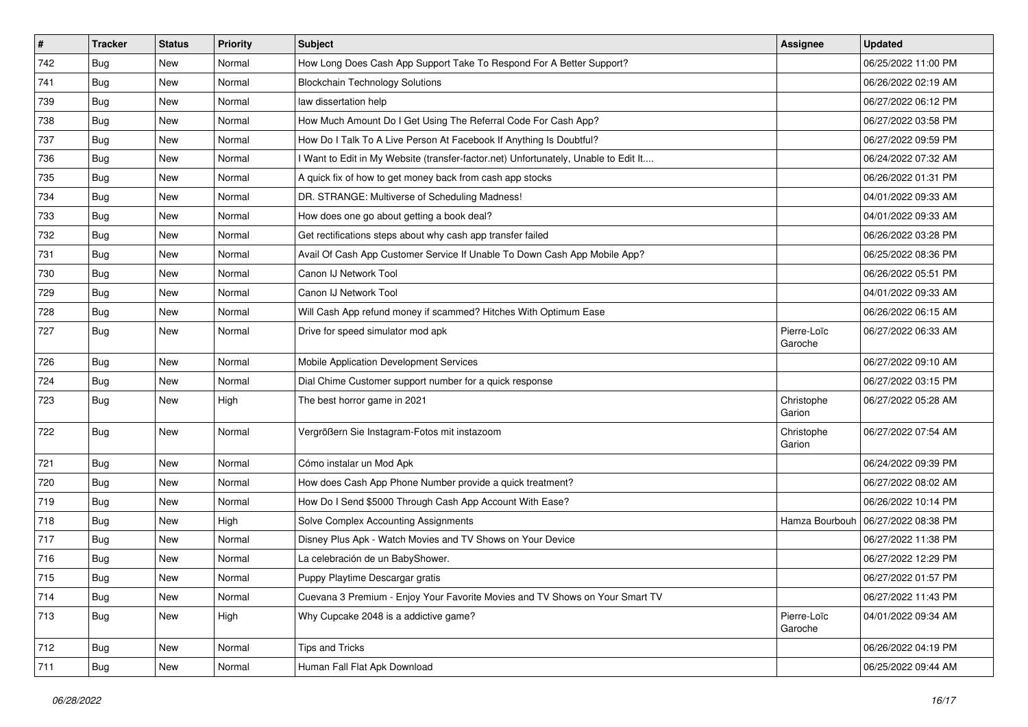| # | Tracker | Status | Priority | Subject | Assignee | Updated |
|---|---|---|---|---|---|---|
| 742 | Bug | New | Normal | How Long Does Cash App Support Take To Respond For A Better Support? | | 06/25/2022 11:00 PM |
| 741 | Bug | New | Normal | Blockchain Technology Solutions | | 06/26/2022 02:19 AM |
| 739 | Bug | New | Normal | law dissertation help | | 06/27/2022 06:12 PM |
| 738 | Bug | New | Normal | How Much Amount Do I Get Using The Referral Code For Cash App? | | 06/27/2022 03:58 PM |
| 737 | Bug | New | Normal | How Do I Talk To A Live Person At Facebook If Anything Is Doubtful? | | 06/27/2022 09:59 PM |
| 736 | Bug | New | Normal | I Want to Edit in My Website (transfer-factor.net) Unfortunately, Unable to Edit It.... | | 06/24/2022 07:32 AM |
| 735 | Bug | New | Normal | A quick fix of how to get money back from cash app stocks | | 06/26/2022 01:31 PM |
| 734 | Bug | New | Normal | DR. STRANGE: Multiverse of Scheduling Madness! | | 04/01/2022 09:33 AM |
| 733 | Bug | New | Normal | How does one go about getting a book deal? | | 04/01/2022 09:33 AM |
| 732 | Bug | New | Normal | Get rectifications steps about why cash app transfer failed | | 06/26/2022 03:28 PM |
| 731 | Bug | New | Normal | Avail Of Cash App Customer Service If Unable To Down Cash App Mobile App? | | 06/25/2022 08:36 PM |
| 730 | Bug | New | Normal | Canon IJ Network Tool | | 06/26/2022 05:51 PM |
| 729 | Bug | New | Normal | Canon IJ Network Tool | | 04/01/2022 09:33 AM |
| 728 | Bug | New | Normal | Will Cash App refund money if scammed? Hitches With Optimum Ease | | 06/26/2022 06:15 AM |
| 727 | Bug | New | Normal | Drive for speed simulator mod apk | Pierre-Loïc Garoche | 06/27/2022 06:33 AM |
| 726 | Bug | New | Normal | Mobile Application Development Services | | 06/27/2022 09:10 AM |
| 724 | Bug | New | Normal | Dial Chime Customer support number for a quick response | | 06/27/2022 03:15 PM |
| 723 | Bug | New | High | The best horror game in 2021 | Christophe Garion | 06/27/2022 05:28 AM |
| 722 | Bug | New | Normal | Vergrößern Sie Instagram-Fotos mit instazoom | Christophe Garion | 06/27/2022 07:54 AM |
| 721 | Bug | New | Normal | Cómo instalar un Mod Apk | | 06/24/2022 09:39 PM |
| 720 | Bug | New | Normal | How does Cash App Phone Number provide a quick treatment? | | 06/27/2022 08:02 AM |
| 719 | Bug | New | Normal | How Do I Send $5000 Through Cash App Account With Ease? | | 06/26/2022 10:14 PM |
| 718 | Bug | New | High | Solve Complex Accounting Assignments | Hamza Bourbouh | 06/27/2022 08:38 PM |
| 717 | Bug | New | Normal | Disney Plus Apk - Watch Movies and TV Shows on Your Device | | 06/27/2022 11:38 PM |
| 716 | Bug | New | Normal | La celebración de un BabyShower. | | 06/27/2022 12:29 PM |
| 715 | Bug | New | Normal | Puppy Playtime Descargar gratis | | 06/27/2022 01:57 PM |
| 714 | Bug | New | Normal | Cuevana 3 Premium - Enjoy Your Favorite Movies and TV Shows on Your Smart TV | | 06/27/2022 11:43 PM |
| 713 | Bug | New | High | Why Cupcake 2048 is a addictive game? | Pierre-Loïc Garoche | 04/01/2022 09:34 AM |
| 712 | Bug | New | Normal | Tips and Tricks | | 06/26/2022 04:19 PM |
| 711 | Bug | New | Normal | Human Fall Flat Apk Download | | 06/25/2022 09:44 AM |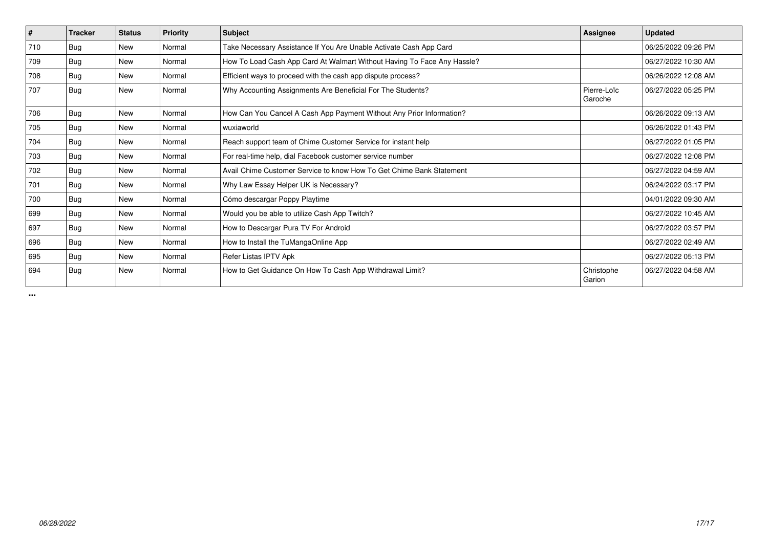| # | Tracker | Status | Priority | Subject | Assignee | Updated |
|---|---|---|---|---|---|---|
| 710 | Bug | New | Normal | Take Necessary Assistance If You Are Unable Activate Cash App Card | | 06/25/2022 09:26 PM |
| 709 | Bug | New | Normal | How To Load Cash App Card At Walmart Without Having To Face Any Hassle? | | 06/27/2022 10:30 AM |
| 708 | Bug | New | Normal | Efficient ways to proceed with the cash app dispute process? | | 06/26/2022 12:08 AM |
| 707 | Bug | New | Normal | Why Accounting Assignments Are Beneficial For The Students? | Pierre-Loïc Garoche | 06/27/2022 05:25 PM |
| 706 | Bug | New | Normal | How Can You Cancel A Cash App Payment Without Any Prior Information? | | 06/26/2022 09:13 AM |
| 705 | Bug | New | Normal | wuxiaworld | | 06/26/2022 01:43 PM |
| 704 | Bug | New | Normal | Reach support team of Chime Customer Service for instant help | | 06/27/2022 01:05 PM |
| 703 | Bug | New | Normal | For real-time help, dial Facebook customer service number | | 06/27/2022 12:08 PM |
| 702 | Bug | New | Normal | Avail Chime Customer Service to know How To Get Chime Bank Statement | | 06/27/2022 04:59 AM |
| 701 | Bug | New | Normal | Why Law Essay Helper UK is Necessary? | | 06/24/2022 03:17 PM |
| 700 | Bug | New | Normal | Cómo descargar Poppy Playtime | | 04/01/2022 09:30 AM |
| 699 | Bug | New | Normal | Would you be able to utilize Cash App Twitch? | | 06/27/2022 10:45 AM |
| 697 | Bug | New | Normal | How to Descargar Pura TV For Android | | 06/27/2022 03:57 PM |
| 696 | Bug | New | Normal | How to Install the TuMangaOnline App | | 06/27/2022 02:49 AM |
| 695 | Bug | New | Normal | Refer Listas IPTV Apk | | 06/27/2022 05:13 PM |
| 694 | Bug | New | Normal | How to Get Guidance On How To Cash App Withdrawal Limit? | Christophe Garion | 06/27/2022 04:58 AM |

...